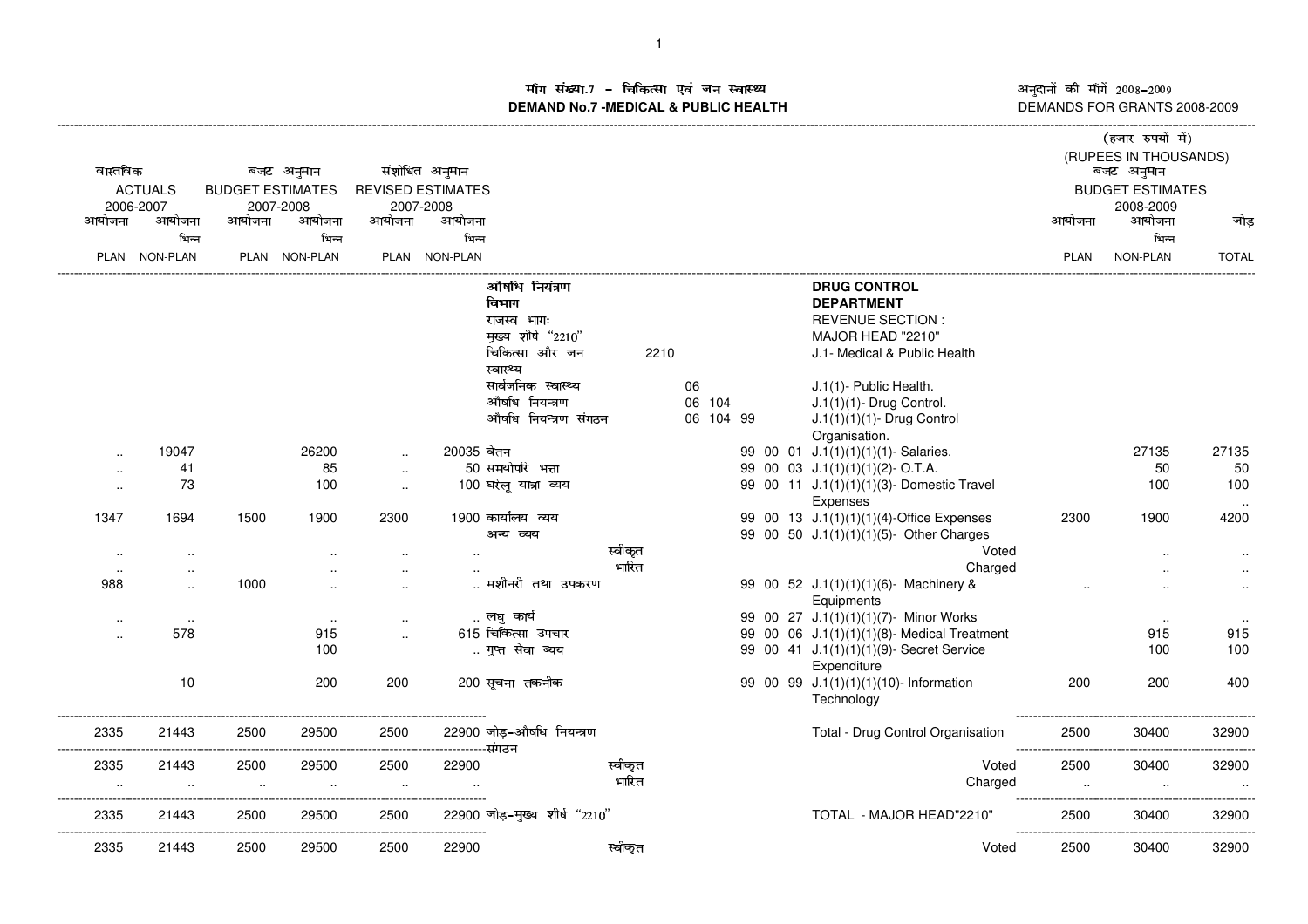# माँग संख्या.7 - चिकित्सा एवं जन स्वास्थ्य
# DEMAND No.7 -MEDICAL & PUBLIC HEALTH

अनुदानों की माँगें 2008-2009
DEMANDS FOR GRANTS 2008-2009

(हजार रुपयों में)
(RUPEES IN THOUSANDS)

| वास्तविक ACTUALS 2006-2007 आयोजना PLAN | आयोजना भिन्न NON-PLAN | बजट अनुमान BUDGET ESTIMATES 2007-2008 आयोजना PLAN | आयोजना भिन्न NON-PLAN | संशोधित अनुमान REVISED ESTIMATES 2007-2008 आयोजना PLAN | आयोजना भिन्न NON-PLAN | | | | बजट अनुमान BUDGET ESTIMATES 2008-2009 आयोजना PLAN | आयोजना भिन्न NON-PLAN | जोड़ TOTAL |
|---|---|---|---|---|---|---|---|---|---|---|---|
| | | | | | | औषधि नियंत्रण विभाग | | **DRUG CONTROL DEPARTMENT** | | | |
| | | | | | | राजस्व भागः | | REVENUE SECTION : | | | |
| | | | | | | मुख्य शीर्ष "2210" | | MAJOR HEAD "2210" | | | |
| | | | | | | चिकित्सा और जन स्वास्थ्य | 2210 | J.1- Medical & Public Health | | | |
| | | | | | | सार्वजनिक स्वास्थ्य | 06 | J.1(1)- Public Health. | | | |
| | | | | | | औषधि नियन्त्रण | 06 104 | J.1(1)(1)- Drug Control. | | | |
| | | | | | | औषधि नियन्त्रण संगठन | 06 104 99 | J.1(1)(1)(1)- Drug Control Organisation. | | | |
| .. | 19047 | | 26200 | .. | 20035 | वेतन | 99 00 01 | J.1(1)(1)(1)(1)- Salaries. | | 27135 | 27135 |
| .. | 41 | | 85 | .. | 50 | समयोपरि भत्ता | 99 00 03 | J.1(1)(1)(1)(2)- O.T.A. | | 50 | 50 |
| .. | 73 | | 100 | .. | 100 | घरेलू यात्रा व्यय | 99 00 11 | J.1(1)(1)(1)(3)- Domestic Travel Expenses | | 100 | 100 |
| 1347 | 1694 | 1500 | 1900 | 2300 | 1900 | कार्यालय व्यय | 99 00 13 | J.1(1)(1)(1)(4)-Office Expenses | 2300 | 1900 | 4200 |
| | | | | | | अन्य व्यय | 99 00 50 | J.1(1)(1)(1)(5)- Other Charges | | | |
| .. | .. | | .. | .. | .. | स्वीकृत | | Voted | | .. | .. |
| .. | .. | | .. | .. | .. | भारित | | Charged | | .. | .. |
| 988 | .. | 1000 | .. | .. | .. | मशीनरी तथा उपकरण | 99 00 52 | J.1(1)(1)(1)(6)- Machinery & Equipments | .. | .. | .. |
| .. | .. | | .. | .. | .. | लघु कार्य | 99 00 27 | J.1(1)(1)(1)(7)- Minor Works | | .. | .. |
| .. | 578 | | 915 | .. | 615 | चिकित्सा उपचार | 99 00 06 | J.1(1)(1)(1)(8)- Medical Treatment | | 915 | 915 |
| | | | 100 | | .. | गुप्त सेवा व्यय | 99 00 41 | J.1(1)(1)(1)(9)- Secret Service Expenditure | | 100 | 100 |
| | 10 | | 200 | 200 | 200 | सूचना तकनीक | 99 00 99 | J.1(1)(1)(1)(10)- Information Technology | 200 | 200 | 400 |
| 2335 | 21443 | 2500 | 29500 | 2500 | 22900 | जोड़-औषधि नियन्त्रण संगठन | | Total - Drug Control Organisation | 2500 | 30400 | 32900 |
| 2335 | 21443 | 2500 | 29500 | 2500 | 22900 | स्वीकृत | | Voted | 2500 | 30400 | 32900 |
| .. | .. | .. | .. | .. | .. | भारित | | Charged | .. | .. | .. |
| 2335 | 21443 | 2500 | 29500 | 2500 | 22900 | जोड़-मुख्य शीर्ष "2210" | | TOTAL - MAJOR HEAD"2210" | 2500 | 30400 | 32900 |
| 2335 | 21443 | 2500 | 29500 | 2500 | 22900 | स्वीकृत | | Voted | 2500 | 30400 | 32900 |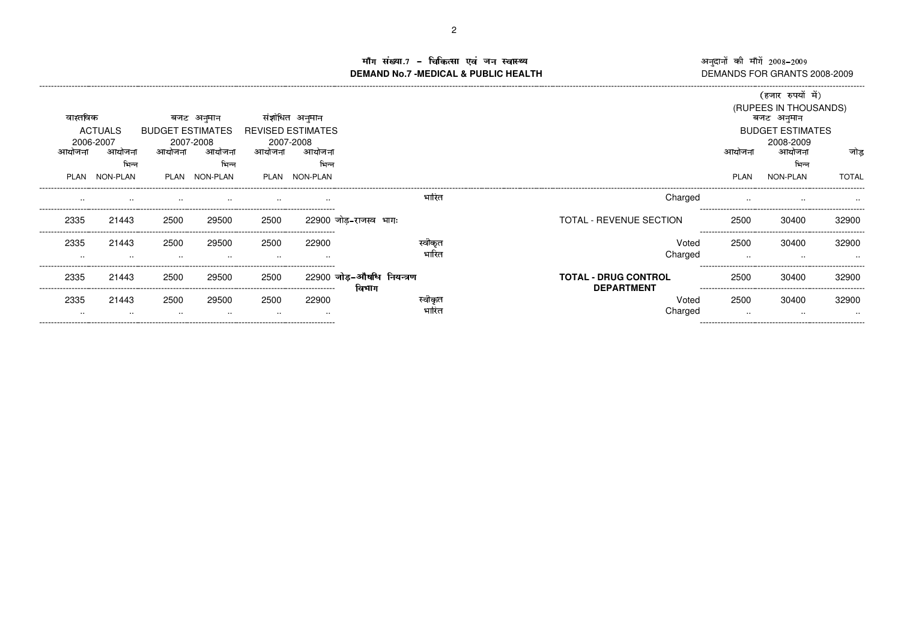## माँग संख्या.7 - चिकित्सा एवं जन स्वास्थ्य
## DEMAND No.7 -MEDICAL & PUBLIC HEALTH

अनुदानों की माँगें 2008-2009
DEMANDS FOR GRANTS 2008-2009

(हजार रुपयों में)
(RUPEES IN THOUSANDS)

| वास्तविक ACTUALS 2006-2007 | | बजट अनुमान BUDGET ESTIMATES 2007-2008 | | संशोधित अनुमान REVISED ESTIMATES 2007-2008 | | | | बजट अनुमान BUDGET ESTIMATES 2008-2009 | | |
|---|---|---|---|---|---|---|---|---|---|---|
| आयोजना PLAN | आयोजना भिन्न NON-PLAN | आयोजना PLAN | आयोजना भिन्न NON-PLAN | आयोजना PLAN | आयोजना भिन्न NON-PLAN | | | आयोजना PLAN | आयोजना भिन्न NON-PLAN | जोड़ TOTAL |
| .. | .. | .. | .. | .. | .. | भारित | Charged | .. | .. | .. |
| 2335 | 21443 | 2500 | 29500 | 2500 | 22900 | जोड़-राजस्व भागः | TOTAL - REVENUE SECTION | 2500 | 30400 | 32900 |
| 2335 | 21443 | 2500 | 29500 | 2500 | 22900 | स्वीकृत | Voted | 2500 | 30400 | 32900 |
| .. | .. | .. | .. | .. | .. | भारित | Charged | .. | .. | .. |
| 2335 | 21443 | 2500 | 29500 | 2500 | 22900 | **जोड़-औषधि नियन्त्रण विभाग** | **TOTAL - DRUG CONTROL DEPARTMENT** | 2500 | 30400 | 32900 |
| 2335 | 21443 | 2500 | 29500 | 2500 | 22900 | स्वीकृत | Voted | 2500 | 30400 | 32900 |
| .. | .. | .. | .. | .. | .. | भारित | Charged | .. | .. | .. |